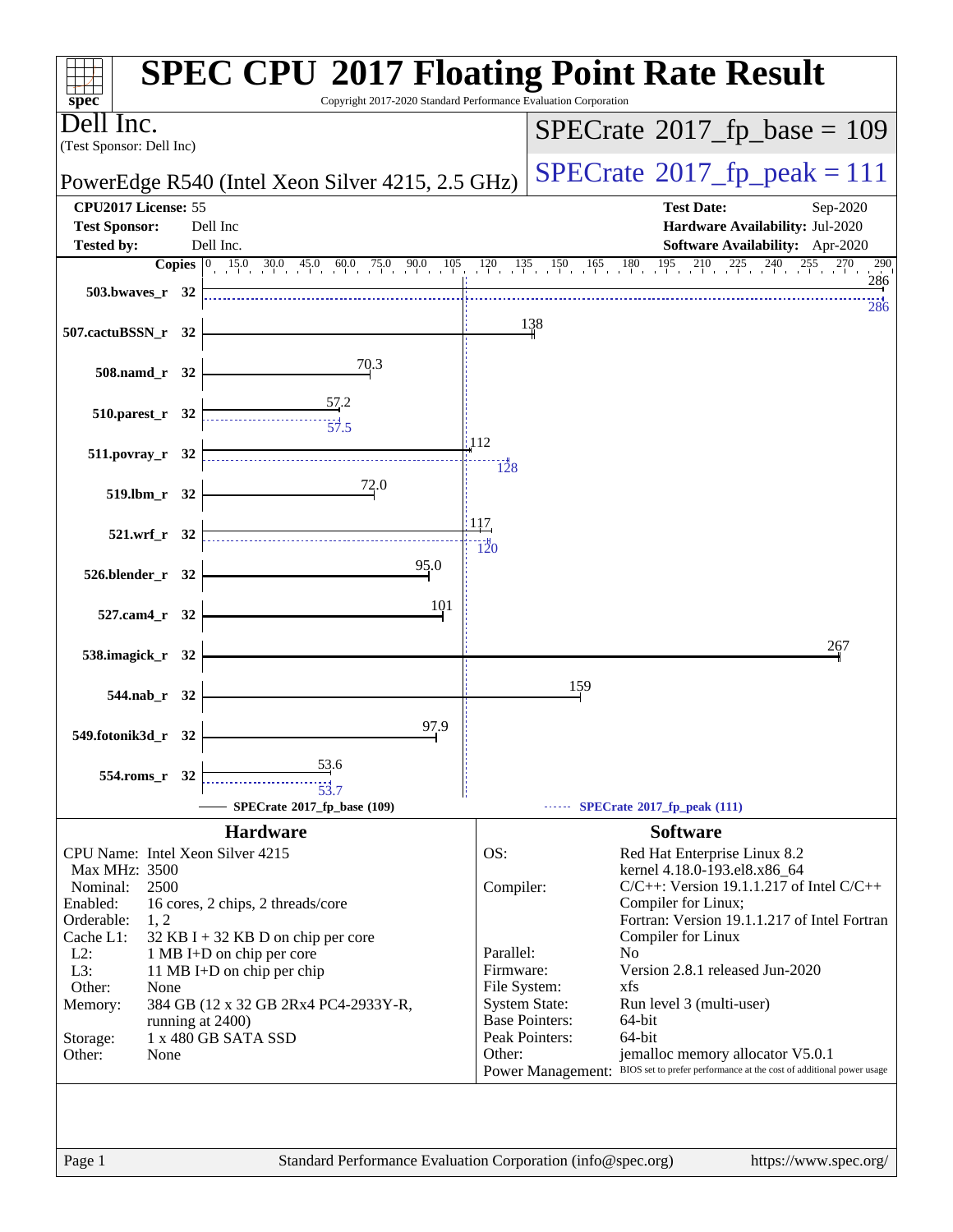# SPEC CPU 2017 Floating Point Rate Result

Copyright 2017-2020 Standard Performance Evaluation Corporation

**Dell Inc.**
(Test Sponsor: Dell Inc)

PowerEdge R540 (Intel Xeon Silver 4215, 2.5 GHz)

SPECrate 2017_fp_base = 109

SPECrate 2017_fp_peak = 111

| | | | |
|---|---|---|---|
| **CPU2017 License:** | 55 | **Test Date:** | Sep-2020 |
| **Test Sponsor:** | Dell Inc | **Hardware Availability:** | Jul-2020 |
| **Tested by:** | Dell Inc. | **Software Availability:** | Apr-2020 |

| Benchmark | Copies | Base | Peak |
|---|---|---|---|
| 503.bwaves_r | 32 | 286 | 286 |
| 507.cactuBSSN_r | 32 | 138 | |
| 508.namd_r | 32 | 70.3 | |
| 510.parest_r | 32 | 57.2 | 57.5 |
| 511.povray_r | 32 | 112 | 128 |
| 519.lbm_r | 32 | 72.0 | |
| 521.wrf_r | 32 | 117 | 120 |
| 526.blender_r | 32 | 95.0 | |
| 527.cam4_r | 32 | 101 | |
| 538.imagick_r | 32 | 267 | |
| 544.nab_r | 32 | 159 | |
| 549.fotonik3d_r | 32 | 97.9 | |
| 554.roms_r | 32 | 53.6 | 53.7 |

SPECrate 2017_fp_base (109) — SPECrate 2017_fp_peak (111)

## Hardware

| | |
|---|---|
| CPU Name: | Intel Xeon Silver 4215 |
| Max MHz: | 3500 |
| Nominal: | 2500 |
| Enabled: | 16 cores, 2 chips, 2 threads/core |
| Orderable: | 1, 2 |
| Cache L1: | 32 KB I + 32 KB D on chip per core |
| L2: | 1 MB I+D on chip per core |
| L3: | 11 MB I+D on chip per chip |
| Other: | None |
| Memory: | 384 GB (12 x 32 GB 2Rx4 PC4-2933Y-R, running at 2400) |
| Storage: | 1 x 480 GB SATA SSD |
| Other: | None |

## Software

| | |
|---|---|
| OS: | Red Hat Enterprise Linux 8.2 kernel 4.18.0-193.el8.x86_64 |
| Compiler: | C/C++: Version 19.1.1.217 of Intel C/C++ Compiler for Linux; Fortran: Version 19.1.1.217 of Intel Fortran Compiler for Linux |
| Parallel: | No |
| Firmware: | Version 2.8.1 released Jun-2020 |
| File System: | xfs |
| System State: | Run level 3 (multi-user) |
| Base Pointers: | 64-bit |
| Peak Pointers: | 64-bit |
| Other: | jemalloc memory allocator V5.0.1 |
| Power Management: | BIOS set to prefer performance at the cost of additional power usage |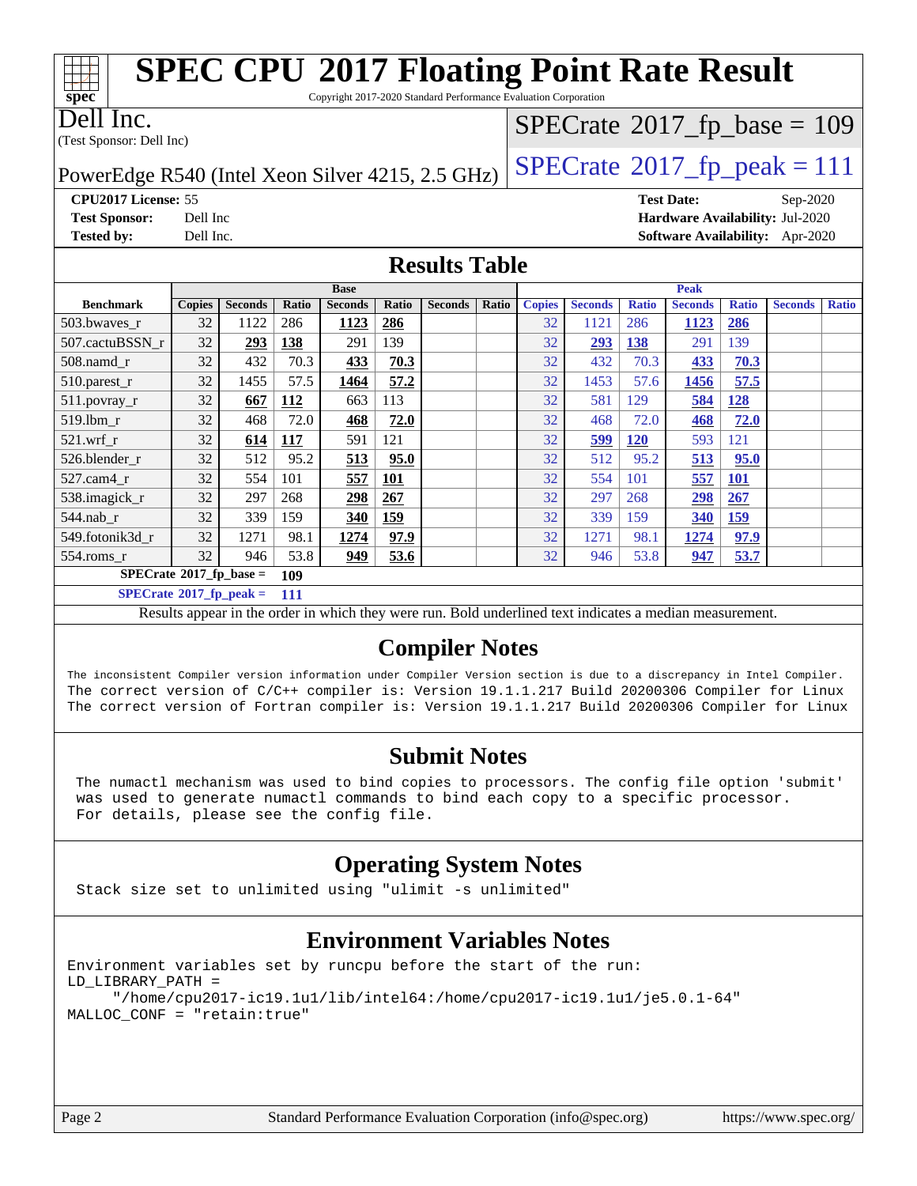# SPEC CPU 2017 Floating Point Rate Result

Copyright 2017-2020 Standard Performance Evaluation Corporation

Dell Inc.
(Test Sponsor: Dell Inc)

PowerEdge R540 (Intel Xeon Silver 4215, 2.5 GHz)

SPECrate 2017_fp_base = 109

SPECrate 2017_fp_peak = 111

**CPU2017 License:** 55
**Test Sponsor:** Dell Inc
**Tested by:** Dell Inc.

**Test Date:** Sep-2020
**Hardware Availability:** Jul-2020
**Software Availability:** Apr-2020

## Results Table

| | Base | | | | | | | Peak | | | | | | |
|---|---|---|---|---|---|---|---|---|---|---|---|---|---|---|
| **Benchmark** | **Copies** | **Seconds** | **Ratio** | **Seconds** | **Ratio** | **Seconds** | **Ratio** | **Copies** | **Seconds** | **Ratio** | **Seconds** | **Ratio** | **Seconds** | **Ratio** |
| 503.bwaves_r | 32 | 1122 | 286 | **1123** | **286** | | | 32 | 1121 | 286 | **1123** | **286** | | |
| 507.cactuBSSN_r | 32 | **293** | **138** | 291 | 139 | | | 32 | **293** | **138** | 291 | 139 | | |
| 508.namd_r | 32 | 432 | 70.3 | **433** | **70.3** | | | 32 | 432 | 70.3 | **433** | **70.3** | | |
| 510.parest_r | 32 | 1455 | 57.5 | **1464** | **57.2** | | | 32 | 1453 | 57.6 | **1456** | **57.5** | | |
| 511.povray_r | 32 | **667** | **112** | 663 | 113 | | | 32 | 581 | 129 | **584** | **128** | | |
| 519.lbm_r | 32 | 468 | 72.0 | **468** | **72.0** | | | 32 | 468 | 72.0 | **468** | **72.0** | | |
| 521.wrf_r | 32 | **614** | **117** | 591 | 121 | | | 32 | **599** | **120** | 593 | 121 | | |
| 526.blender_r | 32 | 512 | 95.2 | **513** | **95.0** | | | 32 | 512 | 95.2 | **513** | **95.0** | | |
| 527.cam4_r | 32 | 554 | 101 | **557** | **101** | | | 32 | 554 | 101 | **557** | **101** | | |
| 538.imagick_r | 32 | 297 | 268 | **298** | **267** | | | 32 | 297 | 268 | **298** | **267** | | |
| 544.nab_r | 32 | 339 | 159 | **340** | **159** | | | 32 | 339 | 159 | **340** | **159** | | |
| 549.fotonik3d_r | 32 | 1271 | 98.1 | **1274** | **97.9** | | | 32 | 1271 | 98.1 | **1274** | **97.9** | | |
| 554.roms_r | 32 | 946 | 53.8 | **949** | **53.6** | | | 32 | 946 | 53.8 | **947** | **53.7** | | |

**SPECrate 2017_fp_base = 109**

**SPECrate 2017_fp_peak = 111**

Results appear in the order in which they were run. Bold underlined text indicates a median measurement.

## Compiler Notes

```
The inconsistent Compiler version information under Compiler Version section is due to a discrepancy in Intel Compiler.
The correct version of C/C++ compiler is: Version 19.1.1.217 Build 20200306 Compiler for Linux
The correct version of Fortran compiler is: Version 19.1.1.217 Build 20200306 Compiler for Linux
```

## Submit Notes

```
The numactl mechanism was used to bind copies to processors. The config file option 'submit'
was used to generate numactl commands to bind each copy to a specific processor.
For details, please see the config file.
```

## Operating System Notes

```
Stack size set to unlimited using "ulimit -s unlimited"
```

## Environment Variables Notes

```
Environment variables set by runcpu before the start of the run:
LD_LIBRARY_PATH =
     "/home/cpu2017-ic19.1u1/lib/intel64:/home/cpu2017-ic19.1u1/je5.0.1-64"
MALLOC_CONF = "retain:true"
```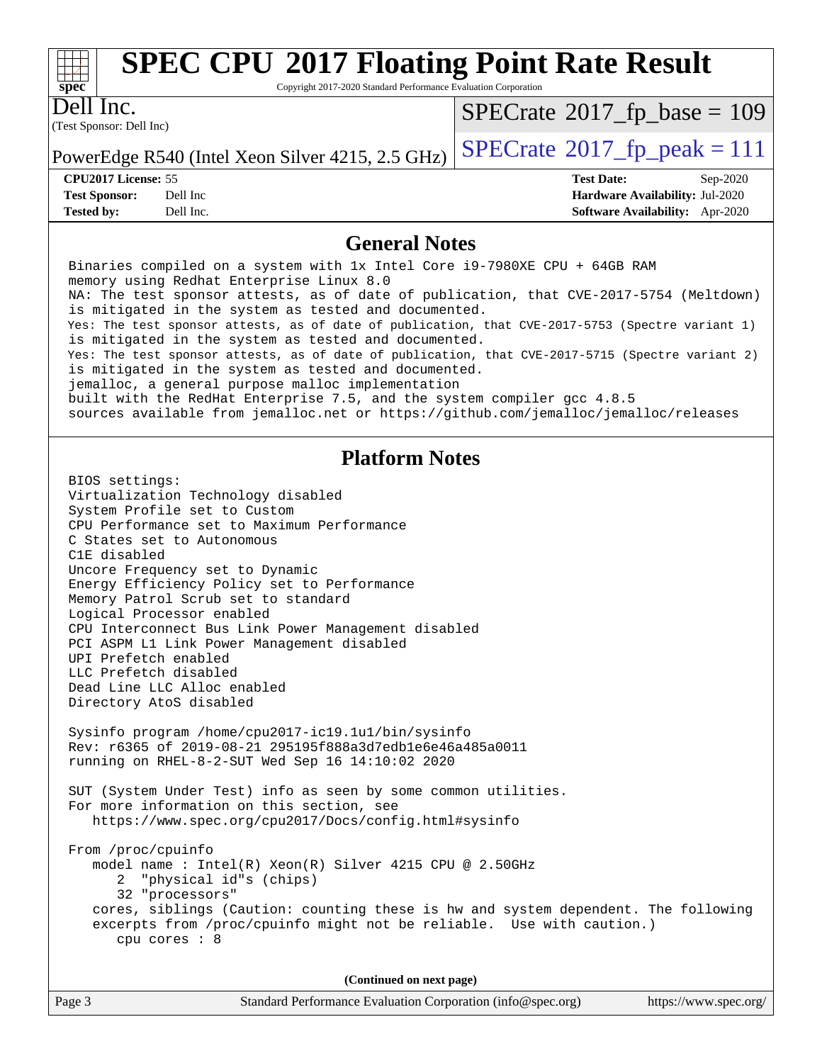# SPEC CPU 2017 Floating Point Rate Result

Copyright 2017-2020 Standard Performance Evaluation Corporation

**Dell Inc.**
(Test Sponsor: Dell Inc)

PowerEdge R540 (Intel Xeon Silver 4215, 2.5 GHz)

SPECrate 2017_fp_base = 109

SPECrate 2017_fp_peak = 111

| | | | |
|---|---|---|---|
| **CPU2017 License:** | 55 | **Test Date:** | Sep-2020 |
| **Test Sponsor:** | Dell Inc | **Hardware Availability:** | Jul-2020 |
| **Tested by:** | Dell Inc. | **Software Availability:** | Apr-2020 |

## General Notes

```
Binaries compiled on a system with 1x Intel Core i9-7980XE CPU + 64GB RAM
memory using Redhat Enterprise Linux 8.0
NA: The test sponsor attests, as of date of publication, that CVE-2017-5754 (Meltdown)
is mitigated in the system as tested and documented.
Yes: The test sponsor attests, as of date of publication, that CVE-2017-5753 (Spectre variant 1)
is mitigated in the system as tested and documented.
Yes: The test sponsor attests, as of date of publication, that CVE-2017-5715 (Spectre variant 2)
is mitigated in the system as tested and documented.
jemalloc, a general purpose malloc implementation
built with the RedHat Enterprise 7.5, and the system compiler gcc 4.8.5
sources available from jemalloc.net or https://github.com/jemalloc/jemalloc/releases
```

## Platform Notes

```
BIOS settings:
Virtualization Technology disabled
System Profile set to Custom
CPU Performance set to Maximum Performance
C States set to Autonomous
C1E disabled
Uncore Frequency set to Dynamic
Energy Efficiency Policy set to Performance
Memory Patrol Scrub set to standard
Logical Processor enabled
CPU Interconnect Bus Link Power Management disabled
PCI ASPM L1 Link Power Management disabled
UPI Prefetch enabled
LLC Prefetch disabled
Dead Line LLC Alloc enabled
Directory AtoS disabled

Sysinfo program /home/cpu2017-ic19.1u1/bin/sysinfo
Rev: r6365 of 2019-08-21 295195f888a3d7edb1e6e46a485a0011
running on RHEL-8-2-SUT Wed Sep 16 14:10:02 2020

SUT (System Under Test) info as seen by some common utilities.
For more information on this section, see
   https://www.spec.org/cpu2017/Docs/config.html#sysinfo

From /proc/cpuinfo
   model name : Intel(R) Xeon(R) Silver 4215 CPU @ 2.50GHz
      2  "physical id"s (chips)
      32 "processors"
   cores, siblings (Caution: counting these is hw and system dependent. The following
   excerpts from /proc/cpuinfo might not be reliable.  Use with caution.)
      cpu cores : 8
```

**(Continued on next page)**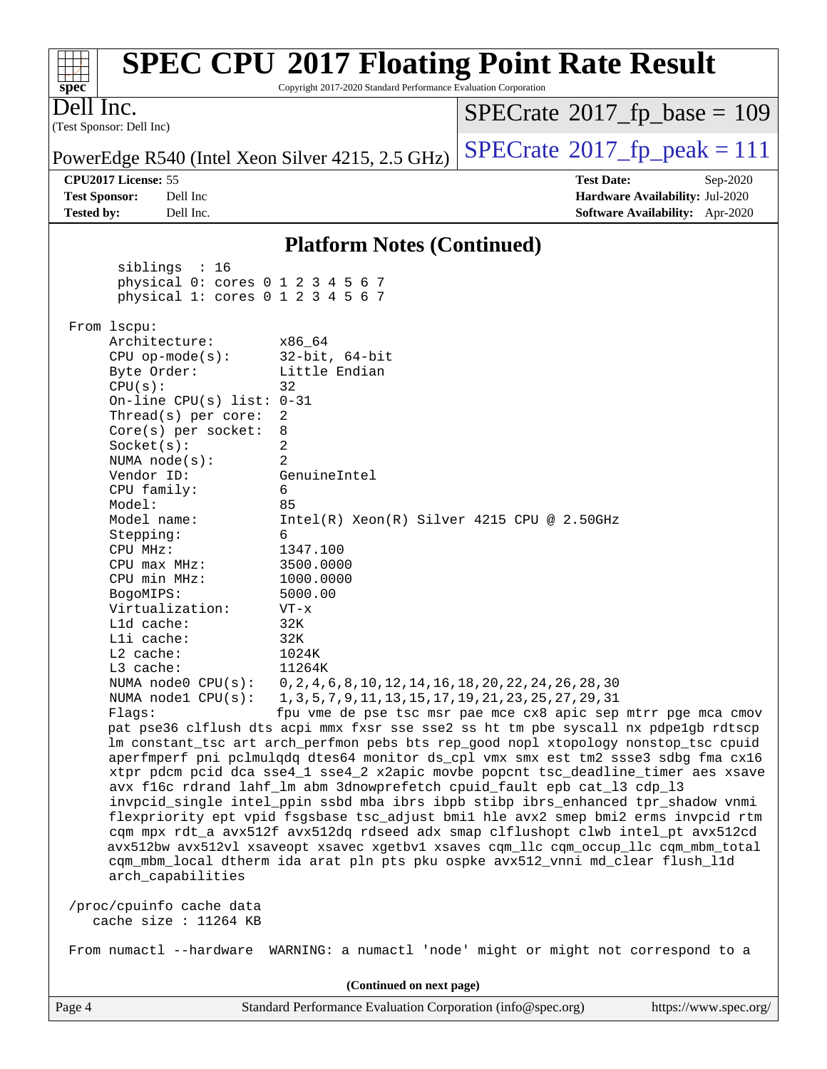## Platform Notes (Continued)

```
      siblings  : 16
      physical 0: cores 0 1 2 3 4 5 6 7
      physical 1: cores 0 1 2 3 4 5 6 7

 From lscpu:
      Architecture:        x86_64
      CPU op-mode(s):      32-bit, 64-bit
      Byte Order:          Little Endian
      CPU(s):              32
      On-line CPU(s) list: 0-31
      Thread(s) per core:  2
      Core(s) per socket:  8
      Socket(s):           2
      NUMA node(s):        2
      Vendor ID:           GenuineIntel
      CPU family:          6
      Model:               85
      Model name:          Intel(R) Xeon(R) Silver 4215 CPU @ 2.50GHz
      Stepping:            6
      CPU MHz:             1347.100
      CPU max MHz:         3500.0000
      CPU min MHz:         1000.0000
      BogoMIPS:            5000.00
      Virtualization:      VT-x
      L1d cache:           32K
      L1i cache:           32K
      L2 cache:            1024K
      L3 cache:            11264K
      NUMA node0 CPU(s):   0,2,4,6,8,10,12,14,16,18,20,22,24,26,28,30
      NUMA node1 CPU(s):   1,3,5,7,9,11,13,15,17,19,21,23,25,27,29,31
      Flags:               fpu vme de pse tsc msr pae mce cx8 apic sep mtrr pge mca cmov
      pat pse36 clflush dts acpi mmx fxsr sse sse2 ss ht tm pbe syscall nx pdpe1gb rdtscp
      lm constant_tsc art arch_perfmon pebs bts rep_good nopl xtopology nonstop_tsc cpuid
      aperfmperf pni pclmulqdq dtes64 monitor ds_cpl vmx smx est tm2 ssse3 sdbg fma cx16
      xtpr pdcm pcid dca sse4_1 sse4_2 x2apic movbe popcnt tsc_deadline_timer aes xsave
      avx f16c rdrand lahf_lm abm 3dnowprefetch cpuid_fault epb cat_l3 cdp_l3
      invpcid_single intel_ppin ssbd mba ibrs ibpb stibp ibrs_enhanced tpr_shadow vnmi
      flexpriority ept vpid fsgsbase tsc_adjust bmi1 hle avx2 smep bmi2 erms invpcid rtm
      cqm mpx rdt_a avx512f avx512dq rdseed adx smap clflushopt clwb intel_pt avx512cd
      avx512bw avx512vl xsaveopt xsavec xgetbv1 xsaves cqm_llc cqm_occup_llc cqm_mbm_total
      cqm_mbm_local dtherm ida arat pln pts pku ospke avx512_vnni md_clear flush_l1d
      arch_capabilities

 /proc/cpuinfo cache data
    cache size : 11264 KB

 From numactl --hardware  WARNING: a numactl 'node' might or might not correspond to a
```

(Continued on next page)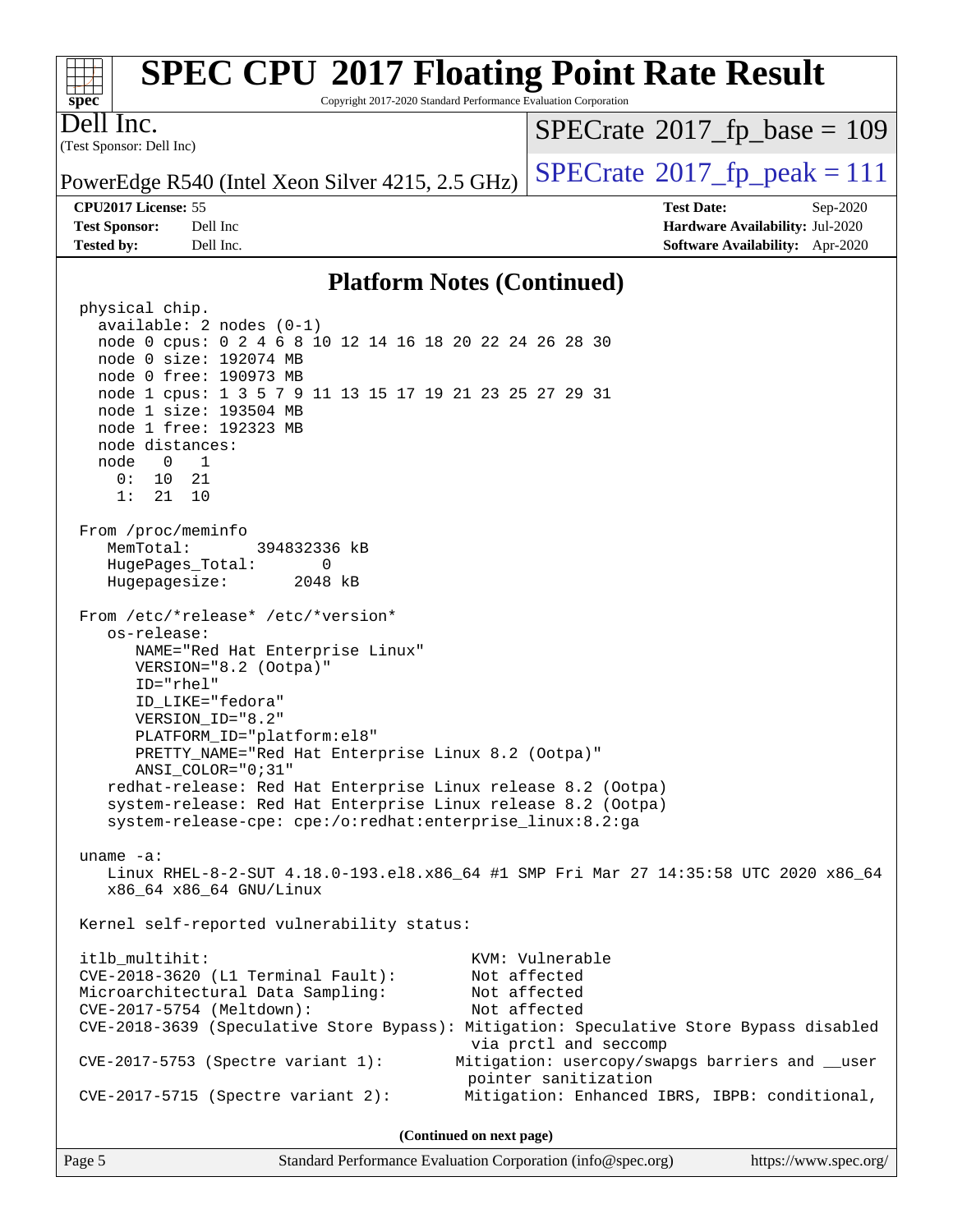## Platform Notes (Continued)

```
physical chip.
  available: 2 nodes (0-1)
  node 0 cpus: 0 2 4 6 8 10 12 14 16 18 20 22 24 26 28 30
  node 0 size: 192074 MB
  node 0 free: 190973 MB
  node 1 cpus: 1 3 5 7 9 11 13 15 17 19 21 23 25 27 29 31
  node 1 size: 193504 MB
  node 1 free: 192323 MB
  node distances:
  node   0   1
    0:  10  21
    1:  21  10

From /proc/meminfo
   MemTotal:       394832336 kB
   HugePages_Total:       0
   Hugepagesize:       2048 kB

From /etc/*release* /etc/*version*
   os-release:
      NAME="Red Hat Enterprise Linux"
      VERSION="8.2 (Ootpa)"
      ID="rhel"
      ID_LIKE="fedora"
      VERSION_ID="8.2"
      PLATFORM_ID="platform:el8"
      PRETTY_NAME="Red Hat Enterprise Linux 8.2 (Ootpa)"
      ANSI_COLOR="0;31"
   redhat-release: Red Hat Enterprise Linux release 8.2 (Ootpa)
   system-release: Red Hat Enterprise Linux release 8.2 (Ootpa)
   system-release-cpe: cpe:/o:redhat:enterprise_linux:8.2:ga

uname -a:
   Linux RHEL-8-2-SUT 4.18.0-193.el8.x86_64 #1 SMP Fri Mar 27 14:35:58 UTC 2020 x86_64
   x86_64 x86_64 GNU/Linux

Kernel self-reported vulnerability status:

itlb_multihit:                                         KVM: Vulnerable
CVE-2018-3620 (L1 Terminal Fault):                     Not affected
Microarchitectural Data Sampling:                      Not affected
CVE-2017-5754 (Meltdown):                              Not affected
CVE-2018-3639 (Speculative Store Bypass): Mitigation: Speculative Store Bypass disabled
                                                       via prctl and seccomp
CVE-2017-5753 (Spectre variant 1):                    Mitigation: usercopy/swapgs barriers and __user
                                                       pointer sanitization
CVE-2017-5715 (Spectre variant 2):                     Mitigation: Enhanced IBRS, IBPB: conditional,
```

(Continued on next page)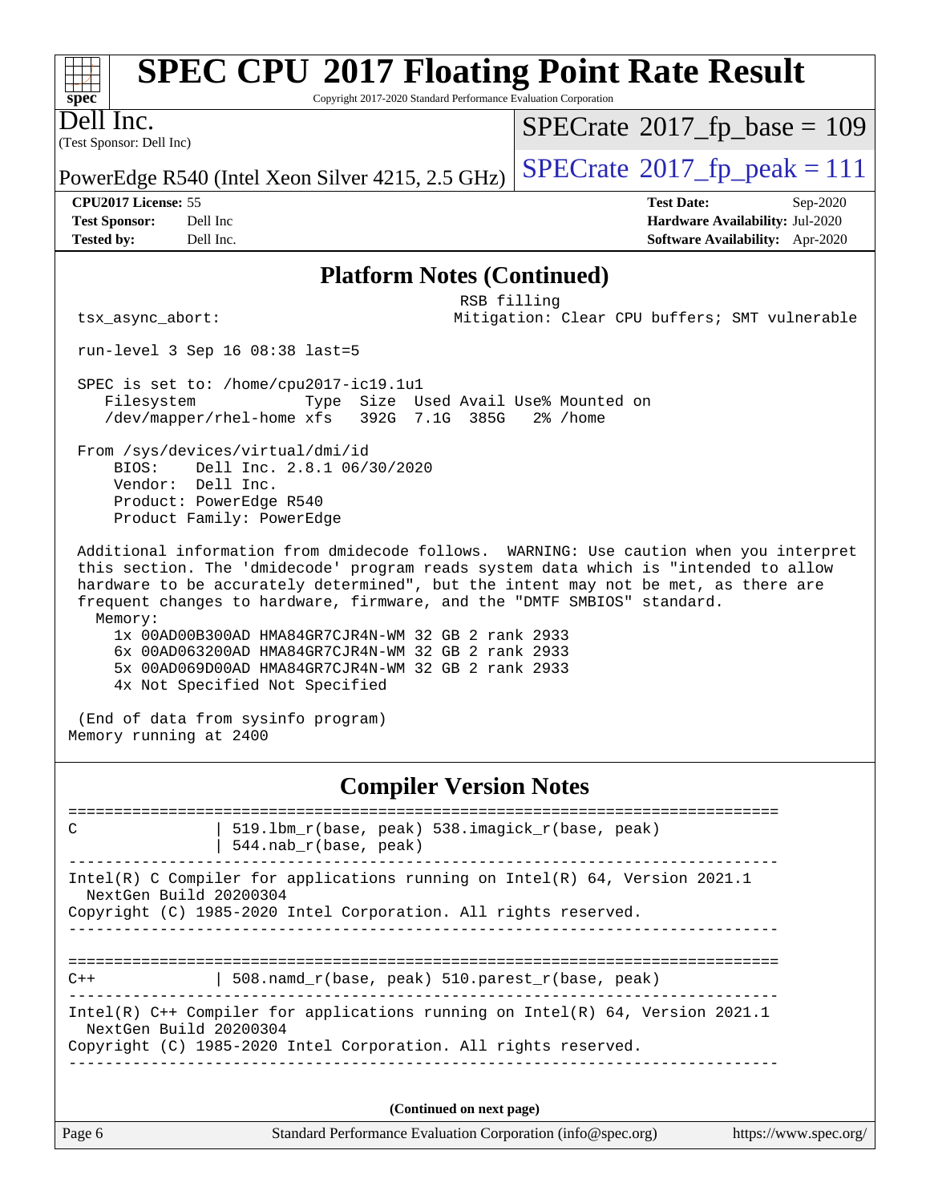# SPEC CPU 2017 Floating Point Rate Result

Copyright 2017-2020 Standard Performance Evaluation Corporation

**Dell Inc.**
(Test Sponsor: Dell Inc)

PowerEdge R540 (Intel Xeon Silver 4215, 2.5 GHz)

SPECrate 2017_fp_base = 109
SPECrate 2017_fp_peak = 111

| | | | |
|---|---|---|---|
| **CPU2017 License:** | 55 | **Test Date:** | Sep-2020 |
| **Test Sponsor:** | Dell Inc | **Hardware Availability:** | Jul-2020 |
| **Tested by:** | Dell Inc. | **Software Availability:** | Apr-2020 |

## Platform Notes (Continued)

```
                                                RSB filling
 tsx_async_abort:                              Mitigation: Clear CPU buffers; SMT vulnerable

 run-level 3 Sep 16 08:38 last=5

 SPEC is set to: /home/cpu2017-ic19.1u1
    Filesystem             Type  Size  Used Avail Use% Mounted on
    /dev/mapper/rhel-home xfs   392G  7.1G  385G   2% /home

 From /sys/devices/virtual/dmi/id
     BIOS:    Dell Inc. 2.8.1 06/30/2020
     Vendor:  Dell Inc.
     Product: PowerEdge R540
     Product Family: PowerEdge

 Additional information from dmidecode follows.  WARNING: Use caution when you interpret
 this section. The 'dmidecode' program reads system data which is "intended to allow
 hardware to be accurately determined", but the intent may not be met, as there are
 frequent changes to hardware, firmware, and the "DMTF SMBIOS" standard.
   Memory:
     1x 00AD00B300AD HMA84GR7CJR4N-WM 32 GB 2 rank 2933
     6x 00AD063200AD HMA84GR7CJR4N-WM 32 GB 2 rank 2933
     5x 00AD069D00AD HMA84GR7CJR4N-WM 32 GB 2 rank 2933
     4x Not Specified Not Specified

 (End of data from sysinfo program)
Memory running at 2400
```

## Compiler Version Notes

```
==============================================================================
C               | 519.lbm_r(base, peak) 538.imagick_r(base, peak)
                | 544.nab_r(base, peak)
------------------------------------------------------------------------------
Intel(R) C Compiler for applications running on Intel(R) 64, Version 2021.1
  NextGen Build 20200304
Copyright (C) 1985-2020 Intel Corporation. All rights reserved.
------------------------------------------------------------------------------

==============================================================================
C++             | 508.namd_r(base, peak) 510.parest_r(base, peak)
------------------------------------------------------------------------------
Intel(R) C++ Compiler for applications running on Intel(R) 64, Version 2021.1
  NextGen Build 20200304
Copyright (C) 1985-2020 Intel Corporation. All rights reserved.
------------------------------------------------------------------------------
```

**(Continued on next page)**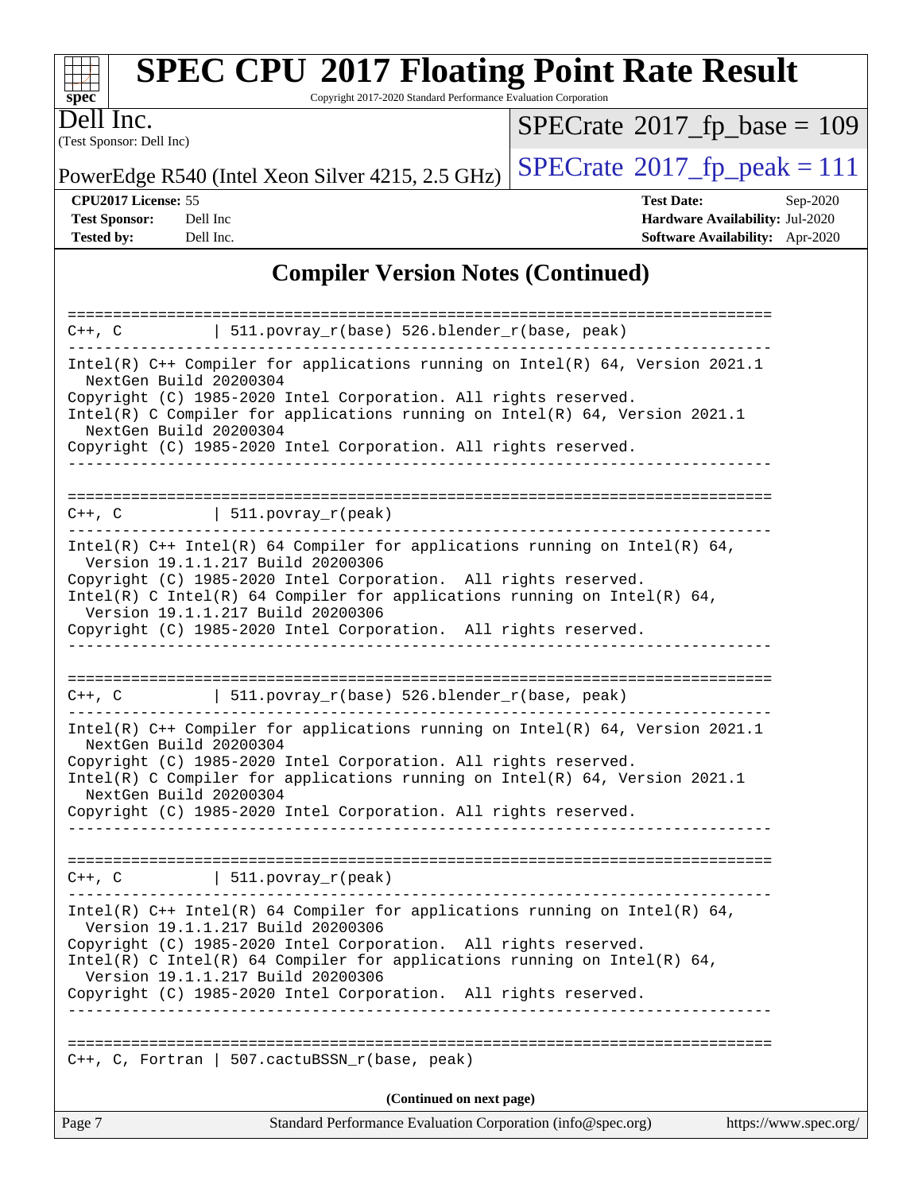# SPEC CPU 2017 Floating Point Rate Result

Copyright 2017-2020 Standard Performance Evaluation Corporation

Dell Inc.
(Test Sponsor: Dell Inc)

PowerEdge R540 (Intel Xeon Silver 4215, 2.5 GHz)

SPECrate 2017_fp_base = 109

SPECrate 2017_fp_peak = 111

**CPU2017 License:** 55
**Test Sponsor:** Dell Inc
**Tested by:** Dell Inc.

**Test Date:** Sep-2020
**Hardware Availability:** Jul-2020
**Software Availability:** Apr-2020

## Compiler Version Notes (Continued)

```
==============================================================================
C++, C           | 511.povray_r(base) 526.blender_r(base, peak)
------------------------------------------------------------------------------
Intel(R) C++ Compiler for applications running on Intel(R) 64, Version 2021.1
  NextGen Build 20200304
Copyright (C) 1985-2020 Intel Corporation. All rights reserved.
Intel(R) C Compiler for applications running on Intel(R) 64, Version 2021.1
  NextGen Build 20200304
Copyright (C) 1985-2020 Intel Corporation. All rights reserved.
------------------------------------------------------------------------------

==============================================================================
C++, C           | 511.povray_r(peak)
------------------------------------------------------------------------------
Intel(R) C++ Intel(R) 64 Compiler for applications running on Intel(R) 64,
  Version 19.1.1.217 Build 20200306
Copyright (C) 1985-2020 Intel Corporation.  All rights reserved.
Intel(R) C Intel(R) 64 Compiler for applications running on Intel(R) 64,
  Version 19.1.1.217 Build 20200306
Copyright (C) 1985-2020 Intel Corporation.  All rights reserved.
------------------------------------------------------------------------------

==============================================================================
C++, C           | 511.povray_r(base) 526.blender_r(base, peak)
------------------------------------------------------------------------------
Intel(R) C++ Compiler for applications running on Intel(R) 64, Version 2021.1
  NextGen Build 20200304
Copyright (C) 1985-2020 Intel Corporation. All rights reserved.
Intel(R) C Compiler for applications running on Intel(R) 64, Version 2021.1
  NextGen Build 20200304
Copyright (C) 1985-2020 Intel Corporation. All rights reserved.
------------------------------------------------------------------------------

==============================================================================
C++, C           | 511.povray_r(peak)
------------------------------------------------------------------------------
Intel(R) C++ Intel(R) 64 Compiler for applications running on Intel(R) 64,
  Version 19.1.1.217 Build 20200306
Copyright (C) 1985-2020 Intel Corporation.  All rights reserved.
Intel(R) C Intel(R) 64 Compiler for applications running on Intel(R) 64,
  Version 19.1.1.217 Build 20200306
Copyright (C) 1985-2020 Intel Corporation.  All rights reserved.
------------------------------------------------------------------------------

==============================================================================
C++, C, Fortran | 507.cactuBSSN_r(base, peak)
```

(Continued on next page)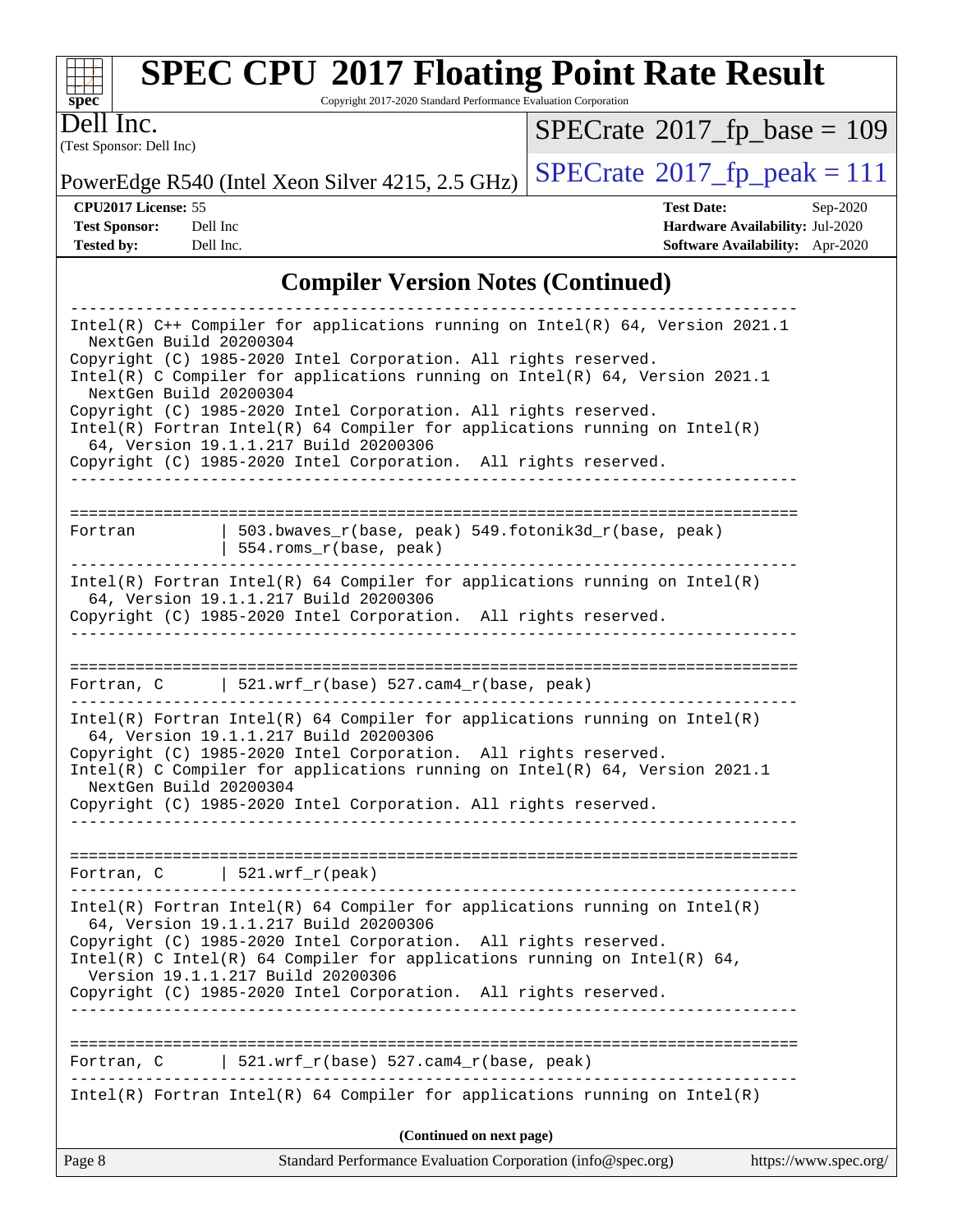# SPEC CPU 2017 Floating Point Rate Result

Copyright 2017-2020 Standard Performance Evaluation Corporation

Dell Inc.
(Test Sponsor: Dell Inc)

PowerEdge R540 (Intel Xeon Silver 4215, 2.5 GHz)

SPECrate 2017_fp_base = 109

SPECrate 2017_fp_peak = 111

**CPU2017 License:** 55
**Test Sponsor:** Dell Inc
**Tested by:** Dell Inc.

**Test Date:** Sep-2020
**Hardware Availability:** Jul-2020
**Software Availability:** Apr-2020

## Compiler Version Notes (Continued)

```
------------------------------------------------------------------------------
Intel(R) C++ Compiler for applications running on Intel(R) 64, Version 2021.1
  NextGen Build 20200304
Copyright (C) 1985-2020 Intel Corporation. All rights reserved.
Intel(R) C Compiler for applications running on Intel(R) 64, Version 2021.1
  NextGen Build 20200304
Copyright (C) 1985-2020 Intel Corporation. All rights reserved.
Intel(R) Fortran Intel(R) 64 Compiler for applications running on Intel(R)
  64, Version 19.1.1.217 Build 20200306
Copyright (C) 1985-2020 Intel Corporation.  All rights reserved.
------------------------------------------------------------------------------

==============================================================================
Fortran         | 503.bwaves_r(base, peak) 549.fotonik3d_r(base, peak)
                | 554.roms_r(base, peak)
------------------------------------------------------------------------------
Intel(R) Fortran Intel(R) 64 Compiler for applications running on Intel(R)
  64, Version 19.1.1.217 Build 20200306
Copyright (C) 1985-2020 Intel Corporation.  All rights reserved.
------------------------------------------------------------------------------

==============================================================================
Fortran, C      | 521.wrf_r(base) 527.cam4_r(base, peak)
------------------------------------------------------------------------------
Intel(R) Fortran Intel(R) 64 Compiler for applications running on Intel(R)
  64, Version 19.1.1.217 Build 20200306
Copyright (C) 1985-2020 Intel Corporation.  All rights reserved.
Intel(R) C Compiler for applications running on Intel(R) 64, Version 2021.1
  NextGen Build 20200304
Copyright (C) 1985-2020 Intel Corporation. All rights reserved.
------------------------------------------------------------------------------

==============================================================================
Fortran, C      | 521.wrf_r(peak)
------------------------------------------------------------------------------
Intel(R) Fortran Intel(R) 64 Compiler for applications running on Intel(R)
  64, Version 19.1.1.217 Build 20200306
Copyright (C) 1985-2020 Intel Corporation.  All rights reserved.
Intel(R) C Intel(R) 64 Compiler for applications running on Intel(R) 64,
  Version 19.1.1.217 Build 20200306
Copyright (C) 1985-2020 Intel Corporation.  All rights reserved.
------------------------------------------------------------------------------

==============================================================================
Fortran, C      | 521.wrf_r(base) 527.cam4_r(base, peak)
------------------------------------------------------------------------------
Intel(R) Fortran Intel(R) 64 Compiler for applications running on Intel(R)
```

(Continued on next page)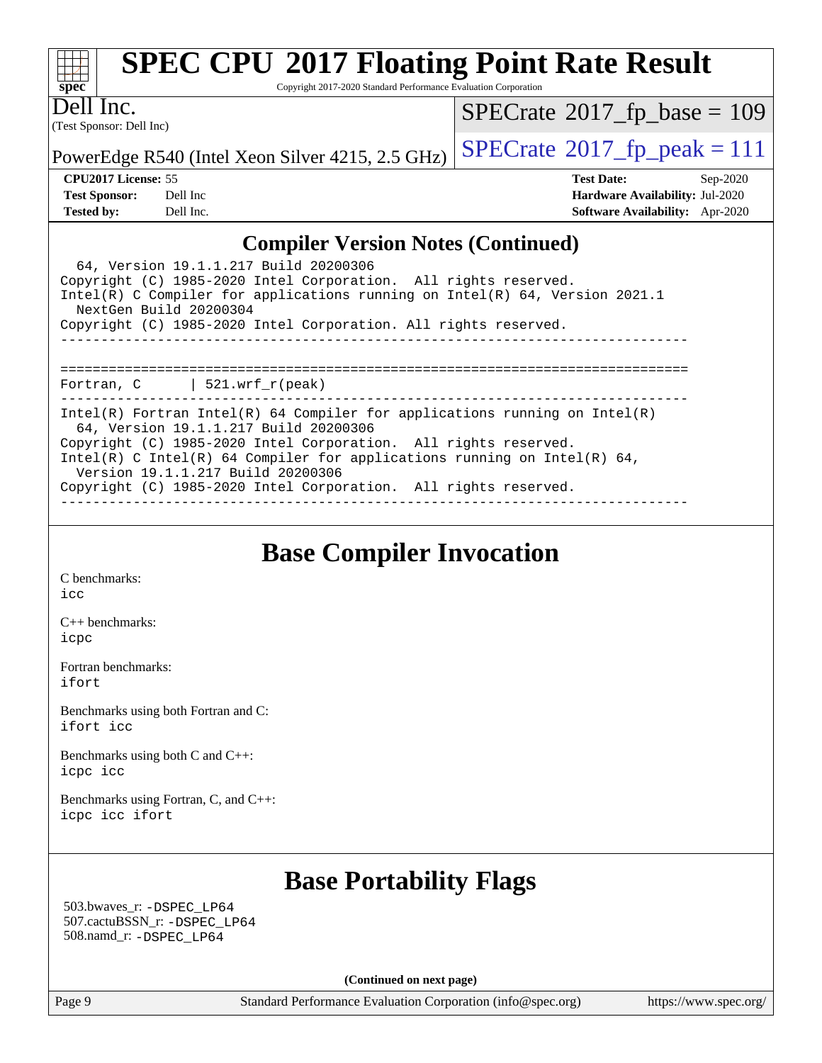## Compiler Version Notes (Continued)

```
  64, Version 19.1.1.217 Build 20200306
Copyright (C) 1985-2020 Intel Corporation.  All rights reserved.
Intel(R) C Compiler for applications running on Intel(R) 64, Version 2021.1
  NextGen Build 20200304
Copyright (C) 1985-2020 Intel Corporation. All rights reserved.
------------------------------------------------------------------------------

==============================================================================
Fortran, C      | 521.wrf_r(peak)
------------------------------------------------------------------------------
Intel(R) Fortran Intel(R) 64 Compiler for applications running on Intel(R)
  64, Version 19.1.1.217 Build 20200306
Copyright (C) 1985-2020 Intel Corporation.  All rights reserved.
Intel(R) C Intel(R) 64 Compiler for applications running on Intel(R) 64,
  Version 19.1.1.217 Build 20200306
Copyright (C) 1985-2020 Intel Corporation.  All rights reserved.
------------------------------------------------------------------------------
```

## Base Compiler Invocation

C benchmarks:
icc

C++ benchmarks:
icpc

Fortran benchmarks:
ifort

Benchmarks using both Fortran and C:
ifort icc

Benchmarks using both C and C++:
icpc icc

Benchmarks using Fortran, C, and C++:
icpc icc ifort

## Base Portability Flags

503.bwaves_r: -DSPEC_LP64
507.cactuBSSN_r: -DSPEC_LP64
508.namd_r: -DSPEC_LP64

**(Continued on next page)**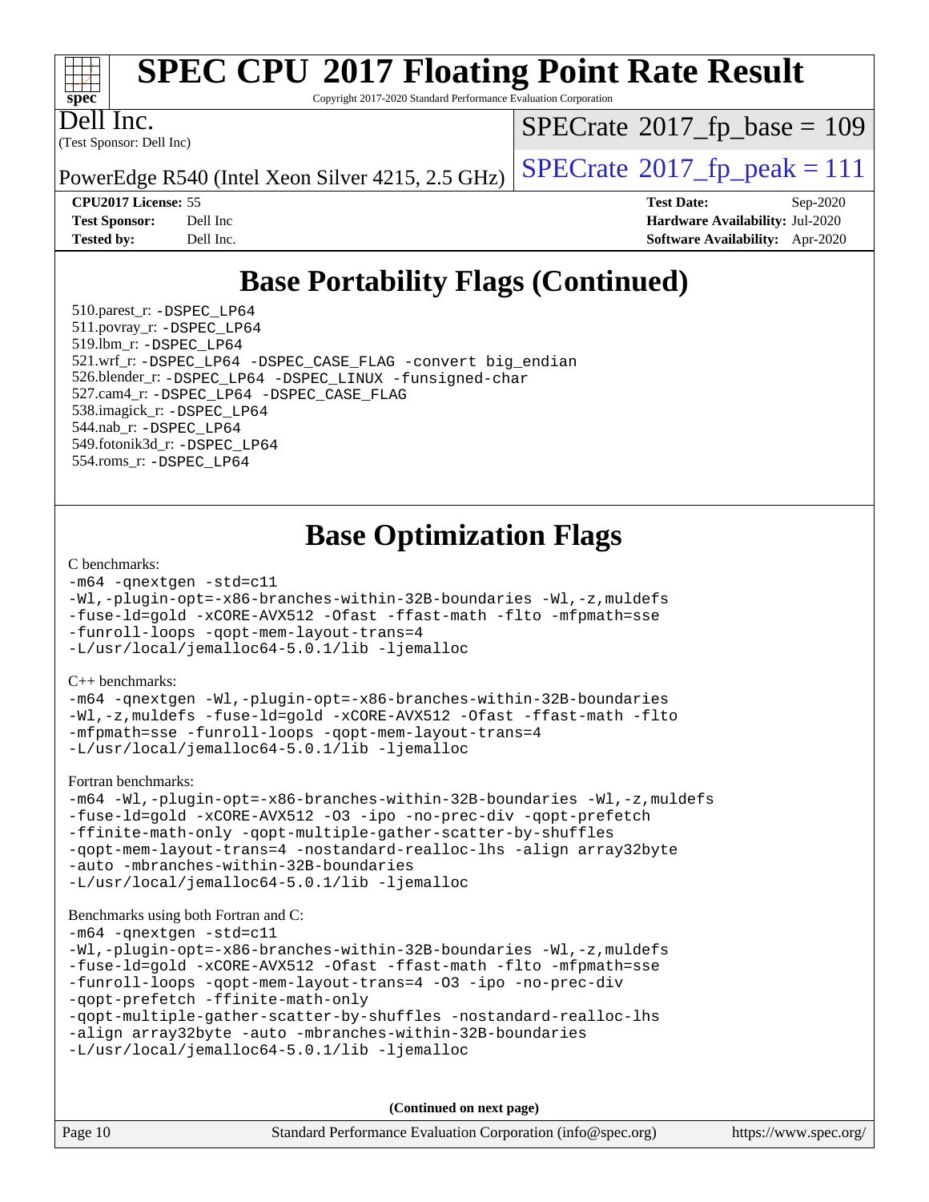# SPEC CPU 2017 Floating Point Rate Result

Copyright 2017-2020 Standard Performance Evaluation Corporation

Dell Inc.
(Test Sponsor: Dell Inc)

PowerEdge R540 (Intel Xeon Silver 4215, 2.5 GHz)

SPECrate 2017_fp_base = 109

SPECrate 2017_fp_peak = 111

**CPU2017 License:** 55
**Test Sponsor:** Dell Inc
**Tested by:** Dell Inc.

**Test Date:** Sep-2020
**Hardware Availability:** Jul-2020
**Software Availability:** Apr-2020

## Base Portability Flags (Continued)

510.parest_r: -DSPEC_LP64
511.povray_r: -DSPEC_LP64
519.lbm_r: -DSPEC_LP64
521.wrf_r: -DSPEC_LP64 -DSPEC_CASE_FLAG -convert big_endian
526.blender_r: -DSPEC_LP64 -DSPEC_LINUX -funsigned-char
527.cam4_r: -DSPEC_LP64 -DSPEC_CASE_FLAG
538.imagick_r: -DSPEC_LP64
544.nab_r: -DSPEC_LP64
549.fotonik3d_r: -DSPEC_LP64
554.roms_r: -DSPEC_LP64

## Base Optimization Flags

C benchmarks:

```
-m64 -qnextgen -std=c11
-Wl,-plugin-opt=-x86-branches-within-32B-boundaries -Wl,-z,muldefs
-fuse-ld=gold -xCORE-AVX512 -Ofast -ffast-math -flto -mfpmath=sse
-funroll-loops -qopt-mem-layout-trans=4
-L/usr/local/jemalloc64-5.0.1/lib -ljemalloc
```

C++ benchmarks:

```
-m64 -qnextgen -Wl,-plugin-opt=-x86-branches-within-32B-boundaries
-Wl,-z,muldefs -fuse-ld=gold -xCORE-AVX512 -Ofast -ffast-math -flto
-mfpmath=sse -funroll-loops -qopt-mem-layout-trans=4
-L/usr/local/jemalloc64-5.0.1/lib -ljemalloc
```

Fortran benchmarks:

```
-m64 -Wl,-plugin-opt=-x86-branches-within-32B-boundaries -Wl,-z,muldefs
-fuse-ld=gold -xCORE-AVX512 -O3 -ipo -no-prec-div -qopt-prefetch
-ffinite-math-only -qopt-multiple-gather-scatter-by-shuffles
-qopt-mem-layout-trans=4 -nostandard-realloc-lhs -align array32byte
-auto -mbranches-within-32B-boundaries
-L/usr/local/jemalloc64-5.0.1/lib -ljemalloc
```

Benchmarks using both Fortran and C:

```
-m64 -qnextgen -std=c11
-Wl,-plugin-opt=-x86-branches-within-32B-boundaries -Wl,-z,muldefs
-fuse-ld=gold -xCORE-AVX512 -Ofast -ffast-math -flto -mfpmath=sse
-funroll-loops -qopt-mem-layout-trans=4 -O3 -ipo -no-prec-div
-qopt-prefetch -ffinite-math-only
-qopt-multiple-gather-scatter-by-shuffles -nostandard-realloc-lhs
-align array32byte -auto -mbranches-within-32B-boundaries
-L/usr/local/jemalloc64-5.0.1/lib -ljemalloc
```

**(Continued on next page)**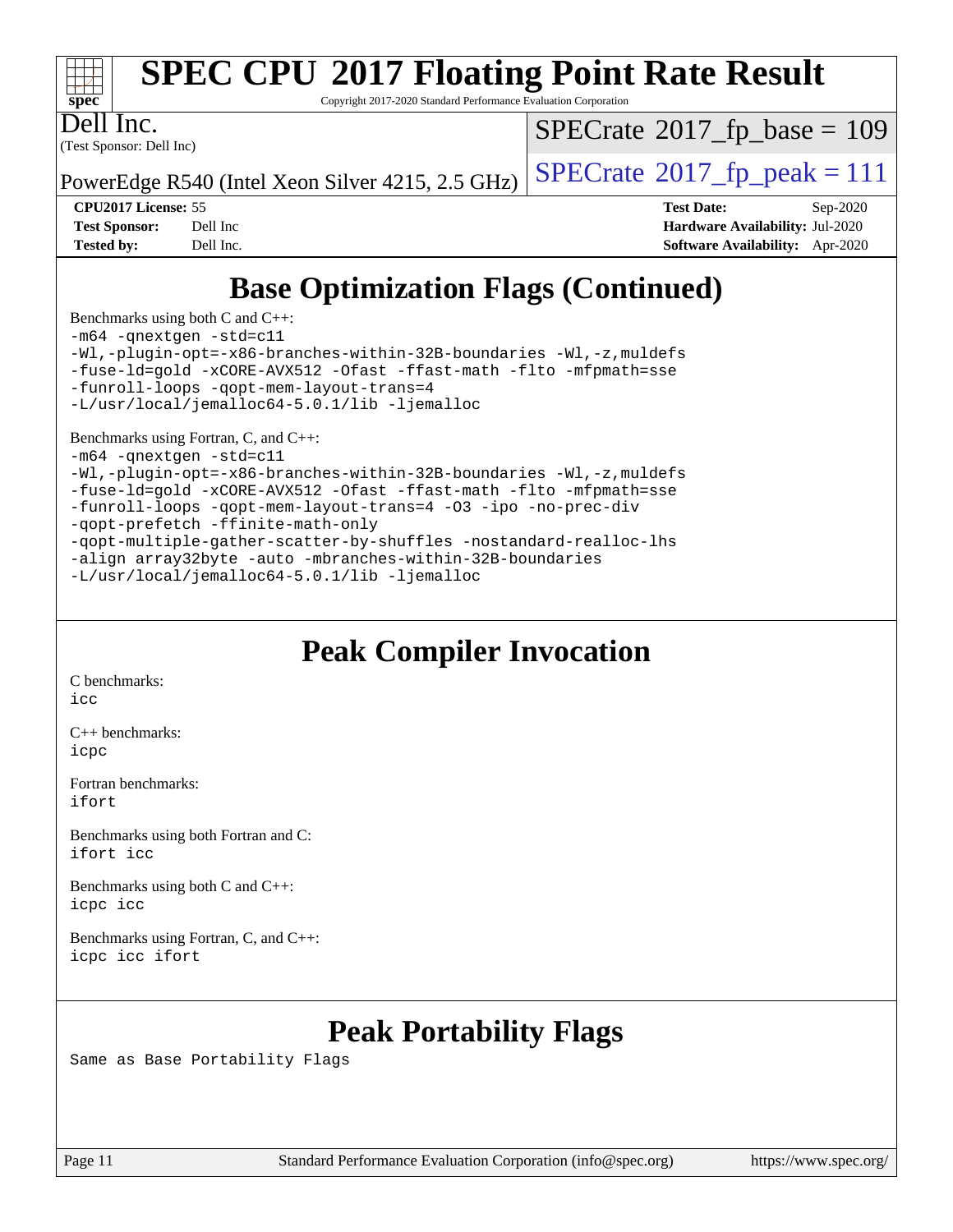# SPEC CPU 2017 Floating Point Rate Result

Copyright 2017-2020 Standard Performance Evaluation Corporation

**Dell Inc.**
(Test Sponsor: Dell Inc)

PowerEdge R540 (Intel Xeon Silver 4215, 2.5 GHz)

SPECrate 2017_fp_base = 109
SPECrate 2017_fp_peak = 111

| | | | |
|---|---|---|---|
| **CPU2017 License:** | 55 | **Test Date:** | Sep-2020 |
| **Test Sponsor:** | Dell Inc | **Hardware Availability:** | Jul-2020 |
| **Tested by:** | Dell Inc. | **Software Availability:** | Apr-2020 |

## Base Optimization Flags (Continued)

Benchmarks using both C and C++:

```
-m64 -qnextgen -std=c11
-Wl,-plugin-opt=-x86-branches-within-32B-boundaries -Wl,-z,muldefs
-fuse-ld=gold -xCORE-AVX512 -Ofast -ffast-math -flto -mfpmath=sse
-funroll-loops -qopt-mem-layout-trans=4
-L/usr/local/jemalloc64-5.0.1/lib -ljemalloc
```

Benchmarks using Fortran, C, and C++:

```
-m64 -qnextgen -std=c11
-Wl,-plugin-opt=-x86-branches-within-32B-boundaries -Wl,-z,muldefs
-fuse-ld=gold -xCORE-AVX512 -Ofast -ffast-math -flto -mfpmath=sse
-funroll-loops -qopt-mem-layout-trans=4 -O3 -ipo -no-prec-div
-qopt-prefetch -ffinite-math-only
-qopt-multiple-gather-scatter-by-shuffles -nostandard-realloc-lhs
-align array32byte -auto -mbranches-within-32B-boundaries
-L/usr/local/jemalloc64-5.0.1/lib -ljemalloc
```

## Peak Compiler Invocation

C benchmarks:
`icc`

C++ benchmarks:
`icpc`

Fortran benchmarks:
`ifort`

Benchmarks using both Fortran and C:
`ifort icc`

Benchmarks using both C and C++:
`icpc icc`

Benchmarks using Fortran, C, and C++:
`icpc icc ifort`

## Peak Portability Flags

Same as Base Portability Flags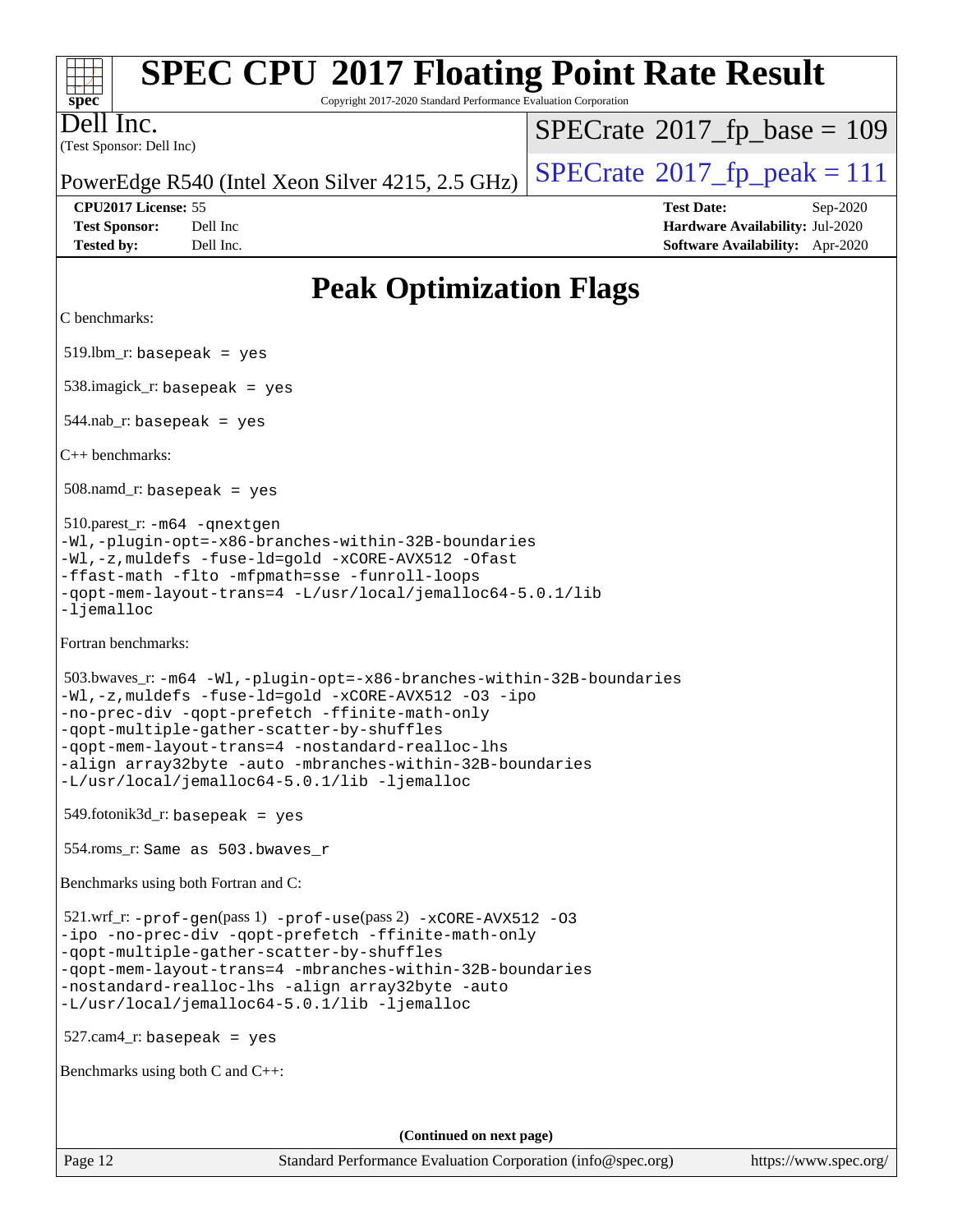# Peak Optimization Flags

C benchmarks:

519.lbm_r: `basepeak = yes`

538.imagick_r: `basepeak = yes`

544.nab_r: `basepeak = yes`

C++ benchmarks:

508.namd_r: `basepeak = yes`

510.parest_r: `-m64 -qnextgen -Wl,-plugin-opt=-x86-branches-within-32B-boundaries -Wl,-z,muldefs -fuse-ld=gold -xCORE-AVX512 -Ofast -ffast-math -flto -mfpmath=sse -funroll-loops -qopt-mem-layout-trans=4 -L/usr/local/jemalloc64-5.0.1/lib -ljemalloc`

Fortran benchmarks:

503.bwaves_r: `-m64 -Wl,-plugin-opt=-x86-branches-within-32B-boundaries -Wl,-z,muldefs -fuse-ld=gold -xCORE-AVX512 -O3 -ipo -no-prec-div -qopt-prefetch -ffinite-math-only -qopt-multiple-gather-scatter-by-shuffles -qopt-mem-layout-trans=4 -nostandard-realloc-lhs -align array32byte -auto -mbranches-within-32B-boundaries -L/usr/local/jemalloc64-5.0.1/lib -ljemalloc`

549.fotonik3d_r: `basepeak = yes`

554.roms_r: `Same as 503.bwaves_r`

Benchmarks using both Fortran and C:

521.wrf_r: `-prof-gen`(pass 1) `-prof-use`(pass 2) `-xCORE-AVX512 -O3 -ipo -no-prec-div -qopt-prefetch -ffinite-math-only -qopt-multiple-gather-scatter-by-shuffles -qopt-mem-layout-trans=4 -mbranches-within-32B-boundaries -nostandard-realloc-lhs -align array32byte -auto -L/usr/local/jemalloc64-5.0.1/lib -ljemalloc`

527.cam4_r: `basepeak = yes`

Benchmarks using both C and C++:

(Continued on next page)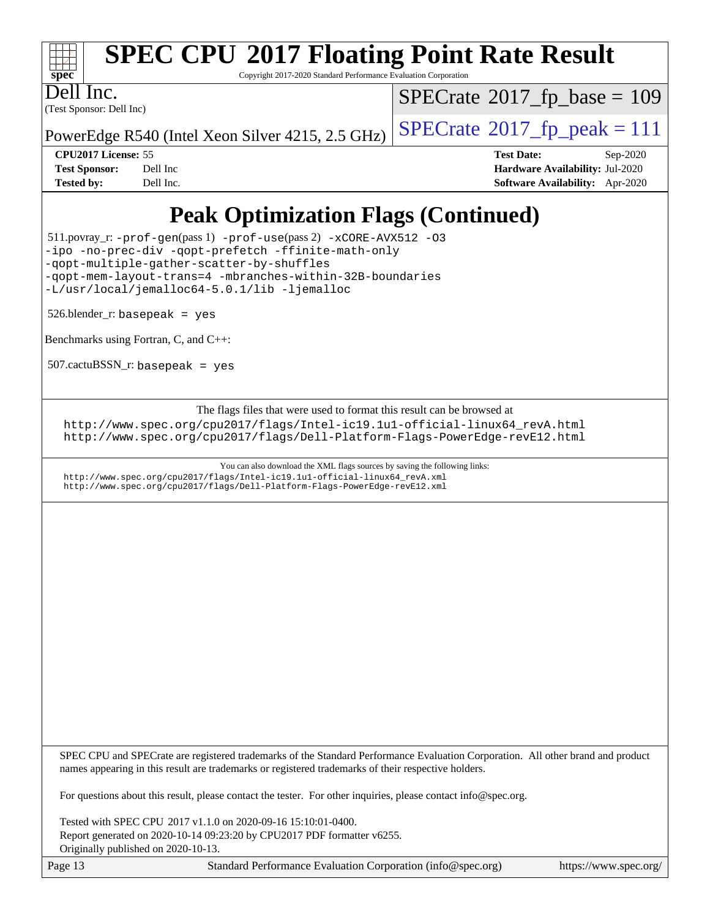# Peak Optimization Flags (Continued)

511.povray_r: -prof-gen(pass 1) -prof-use(pass 2) -xCORE-AVX512 -O3 -ipo -no-prec-div -qopt-prefetch -ffinite-math-only -qopt-multiple-gather-scatter-by-shuffles -qopt-mem-layout-trans=4 -mbranches-within-32B-boundaries -L/usr/local/jemalloc64-5.0.1/lib -ljemalloc

526.blender_r: basepeak = yes

Benchmarks using Fortran, C, and C++:

507.cactuBSSN_r: basepeak = yes

The flags files that were used to format this result can be browsed at

http://www.spec.org/cpu2017/flags/Intel-ic19.1u1-official-linux64_revA.html
http://www.spec.org/cpu2017/flags/Dell-Platform-Flags-PowerEdge-revE12.html

You can also download the XML flags sources by saving the following links:

http://www.spec.org/cpu2017/flags/Intel-ic19.1u1-official-linux64_revA.xml
http://www.spec.org/cpu2017/flags/Dell-Platform-Flags-PowerEdge-revE12.xml

SPEC CPU and SPECrate are registered trademarks of the Standard Performance Evaluation Corporation. All other brand and product names appearing in this result are trademarks or registered trademarks of their respective holders.

For questions about this result, please contact the tester. For other inquiries, please contact info@spec.org.

Tested with SPEC CPU 2017 v1.1.0 on 2020-09-16 15:10:01-0400.
Report generated on 2020-10-14 09:23:20 by CPU2017 PDF formatter v6255.
Originally published on 2020-10-13.